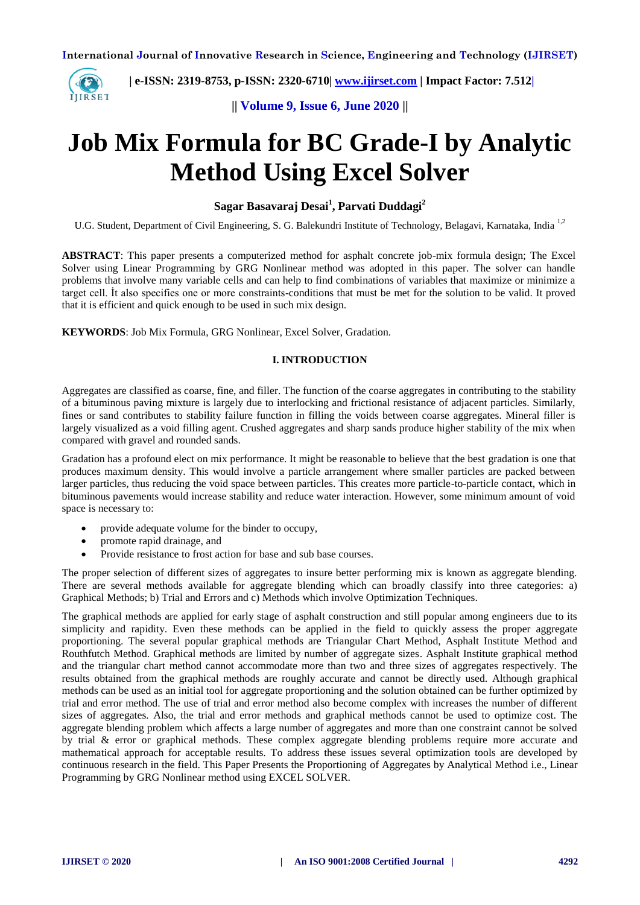# Job Mix Formula for BC Grade-I by Analytic Method Using Excel Solver

**Sagar Basavaraj Desai[1], Parvati Duddagi[2]**

U.G. Student, Department of Civil Engineering, S. G. Balekundri Institute of Technology, Belagavi, Karnataka, India [1,2]

**ABSTRACT**: This paper presents a computerized method for asphalt concrete job-mix formula design; The Excel Solver using Linear Programming by GRG Nonlinear method was adopted in this paper. The solver can handle problems that involve many variable cells and can help to find combinations of variables that maximize or minimize a target cell. İt also specifies one or more constraints-conditions that must be met for the solution to be valid. It proved that it is efficient and quick enough to be used in such mix design.

**KEYWORDS**: Job Mix Formula, GRG Nonlinear, Excel Solver, Gradation.

## I. INTRODUCTION

Aggregates are classified as coarse, fine, and filler. The function of the coarse aggregates in contributing to the stability of a bituminous paving mixture is largely due to interlocking and frictional resistance of adjacent particles. Similarly, fines or sand contributes to stability failure function in filling the voids between coarse aggregates. Mineral filler is largely visualized as a void filling agent. Crushed aggregates and sharp sands produce higher stability of the mix when compared with gravel and rounded sands.

Gradation has a profound elect on mix performance. It might be reasonable to believe that the best gradation is one that produces maximum density. This would involve a particle arrangement where smaller particles are packed between larger particles, thus reducing the void space between particles. This creates more particle-to-particle contact, which in bituminous pavements would increase stability and reduce water interaction. However, some minimum amount of void space is necessary to:

- provide adequate volume for the binder to occupy,
- promote rapid drainage, and
- Provide resistance to frost action for base and sub base courses.

The proper selection of different sizes of aggregates to insure better performing mix is known as aggregate blending. There are several methods available for aggregate blending which can broadly classify into three categories: a) Graphical Methods; b) Trial and Errors and c) Methods which involve Optimization Techniques.

The graphical methods are applied for early stage of asphalt construction and still popular among engineers due to its simplicity and rapidity. Even these methods can be applied in the field to quickly assess the proper aggregate proportioning. The several popular graphical methods are Triangular Chart Method, Asphalt Institute Method and Routhfutch Method. Graphical methods are limited by number of aggregate sizes. Asphalt Institute graphical method and the triangular chart method cannot accommodate more than two and three sizes of aggregates respectively. The results obtained from the graphical methods are roughly accurate and cannot be directly used. Although graphical methods can be used as an initial tool for aggregate proportioning and the solution obtained can be further optimized by trial and error method. The use of trial and error method also become complex with increases the number of different sizes of aggregates. Also, the trial and error methods and graphical methods cannot be used to optimize cost. The aggregate blending problem which affects a large number of aggregates and more than one constraint cannot be solved by trial & error or graphical methods. These complex aggregate blending problems require more accurate and mathematical approach for acceptable results. To address these issues several optimization tools are developed by continuous research in the field. This Paper Presents the Proportioning of Aggregates by Analytical Method i.e., Linear Programming by GRG Nonlinear method using EXCEL SOLVER.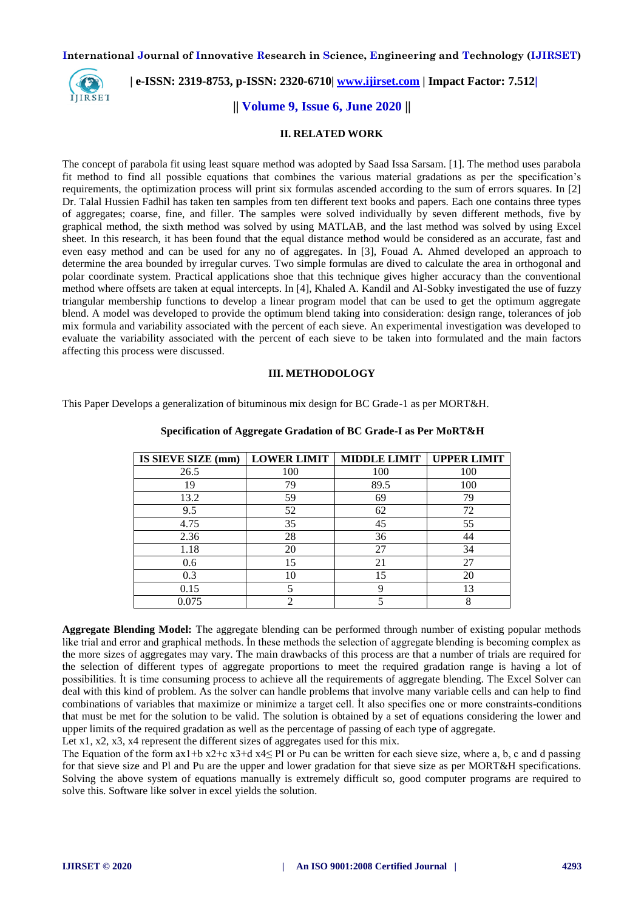## II. RELATED WORK

The concept of parabola fit using least square method was adopted by Saad Issa Sarsam. [1]. The method uses parabola fit method to find all possible equations that combines the various material gradations as per the specification's requirements, the optimization process will print six formulas ascended according to the sum of errors squares. In [2] Dr. Talal Hussien Fadhil has taken ten samples from ten different text books and papers. Each one contains three types of aggregates; coarse, fine, and filler. The samples were solved individually by seven different methods, five by graphical method, the sixth method was solved by using MATLAB, and the last method was solved by using Excel sheet. In this research, it has been found that the equal distance method would be considered as an accurate, fast and even easy method and can be used for any no of aggregates. In [3], Fouad A. Ahmed developed an approach to determine the area bounded by irregular curves. Two simple formulas are dived to calculate the area in orthogonal and polar coordinate system. Practical applications shoe that this technique gives higher accuracy than the conventional method where offsets are taken at equal intercepts. In [4], Khaled A. Kandil and Al-Sobky investigated the use of fuzzy triangular membership functions to develop a linear program model that can be used to get the optimum aggregate blend. A model was developed to provide the optimum blend taking into consideration: design range, tolerances of job mix formula and variability associated with the percent of each sieve. An experimental investigation was developed to evaluate the variability associated with the percent of each sieve to be taken into formulated and the main factors affecting this process were discussed.

## III. METHODOLOGY

This Paper Develops a generalization of bituminous mix design for BC Grade-1 as per MORT&H.

**Specification of Aggregate Gradation of BC Grade-I as Per MoRT&H**

| IS SIEVE SIZE (mm) | LOWER LIMIT | MIDDLE LIMIT | UPPER LIMIT |
|---|---|---|---|
| 26.5 | 100 | 100 | 100 |
| 19 | 79 | 89.5 | 100 |
| 13.2 | 59 | 69 | 79 |
| 9.5 | 52 | 62 | 72 |
| 4.75 | 35 | 45 | 55 |
| 2.36 | 28 | 36 | 44 |
| 1.18 | 20 | 27 | 34 |
| 0.6 | 15 | 21 | 27 |
| 0.3 | 10 | 15 | 20 |
| 0.15 | 5 | 9 | 13 |
| 0.075 | 2 | 5 | 8 |

**Aggregate Blending Model:** The aggregate blending can be performed through number of existing popular methods like trial and error and graphical methods. İn these methods the selection of aggregate blending is becoming complex as the more sizes of aggregates may vary. The main drawbacks of this process are that a number of trials are required for the selection of different types of aggregate proportions to meet the required gradation range is having a lot of possibilities. İt is time consuming process to achieve all the requirements of aggregate blending. The Excel Solver can deal with this kind of problem. As the solver can handle problems that involve many variable cells and can help to find combinations of variables that maximize or minimize a target cell. İt also specifies one or more constraints-conditions that must be met for the solution to be valid. The solution is obtained by a set of equations considering the lower and upper limits of the required gradation as well as the percentage of passing of each type of aggregate.

Let x1, x2, x3, x4 represent the different sizes of aggregates used for this mix.

The Equation of the form $ax1+b\ x2+c\ x3+d\ x4 \leq Pl$ or Pu can be written for each sieve size, where a, b, c and d passing for that sieve size and Pl and Pu are the upper and lower gradation for that sieve size as per MORT&H specifications. Solving the above system of equations manually is extremely difficult so, good computer programs are required to solve this. Software like solver in excel yields the solution.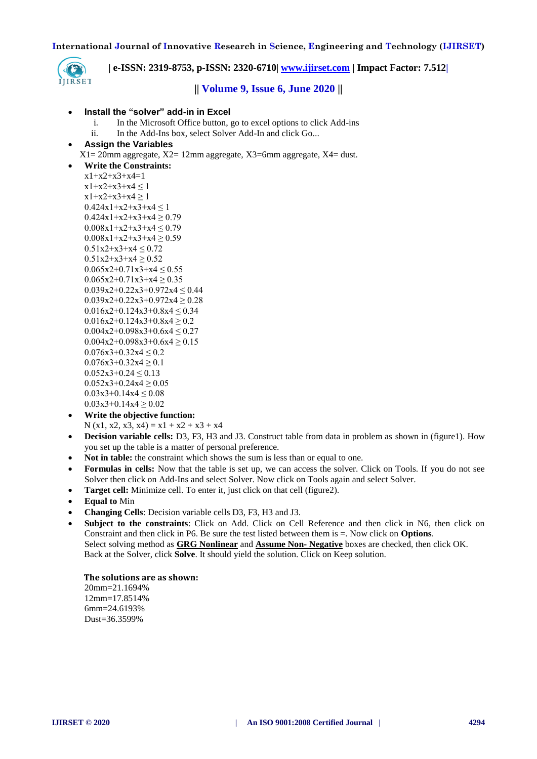- **Install the "solver" add-in in Excel**
    i. In the Microsoft Office button, go to excel options to click Add-ins
    ii. In the Add-Ins box, select Solver Add-In and click Go...
- **Assign the Variables**

  X1= 20mm aggregate, X2= 12mm aggregate, X3=6mm aggregate, X4= dust.
- **Write the Constraints:**

  $x1+x2+x3+x4=1$
  $x1+x2+x3+x4 \leq 1$
  $x1+x2+x3+x4 \geq 1$
  $0.424x1+x2+x3+x4 \leq 1$
  $0.424x1+x2+x3+x4 \geq 0.79$
  $0.008x1+x2+x3+x4 \leq 0.79$
  $0.008x1+x2+x3+x4 \geq 0.59$
  $0.51x2+x3+x4 \leq 0.72$
  $0.51x2+x3+x4 \geq 0.52$
  $0.065x2+0.71x3+x4 \leq 0.55$
  $0.065x2+0.71x3+x4 \geq 0.35$
  $0.039x2+0.22x3+0.972x4 \leq 0.44$
  $0.039x2+0.22x3+0.972x4 \geq 0.28$
  $0.016x2+0.124x3+0.8x4 \leq 0.34$
  $0.016x2+0.124x3+0.8x4 \geq 0.2$
  $0.004x2+0.098x3+0.6x4 \leq 0.27$
  $0.004x2+0.098x3+0.6x4 \geq 0.15$
  $0.076x3+0.32x4 \leq 0.2$
  $0.076x3+0.32x4 \geq 0.1$
  $0.052x3+0.24 \leq 0.13$
  $0.052x3+0.24x4 \geq 0.05$
  $0.03x3+0.14x4 \leq 0.08$
  $0.03x3+0.14x4 \geq 0.02$
- **Write the objective function:**

  $N (x1, x2, x3, x4) = x1 + x2 + x3 + x4$
- **Decision variable cells:** D3, F3, H3 and J3. Construct table from data in problem as shown in (figure1). How you set up the table is a matter of personal preference.
- **Not in table:** the constraint which shows the sum is less than or equal to one.
- **Formulas in cells:** Now that the table is set up, we can access the solver. Click on Tools. If you do not see Solver then click on Add-Ins and select Solver. Now click on Tools again and select Solver.
- **Target cell:** Minimize cell. To enter it, just click on that cell (figure2).
- **Equal to** Min
- **Changing Cells**: Decision variable cells D3, F3, H3 and J3.
- **Subject to the constraints**: Click on Add. Click on Cell Reference and then click in N6, then click on Constraint and then click in P6. Be sure the test listed between them is =. Now click on **Options**.

  Select solving method as **<u>GRG Nonlinear</u>** and **<u>Assume Non- Negative</u>** boxes are checked, then click OK. Back at the Solver, click **Solve**. It should yield the solution. Click on Keep solution.

**The solutions are as shown:**

20mm=21.1694%
12mm=17.8514%
6mm=24.6193%
Dust=36.3599%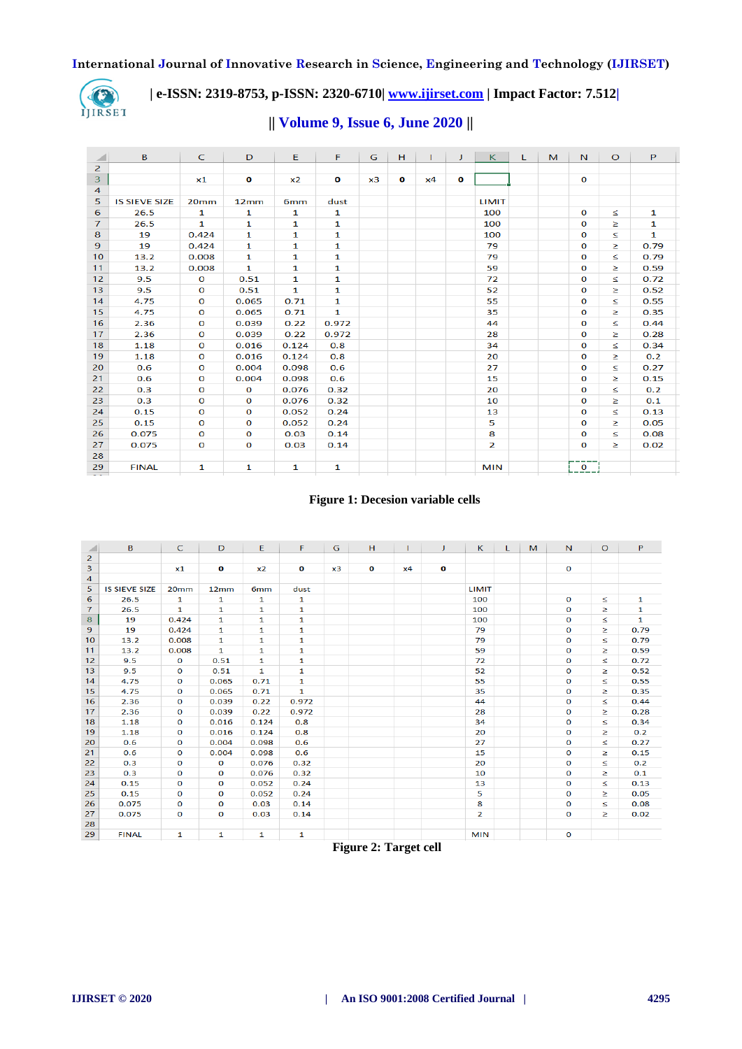| | B | C | D | E | F | G | H | I | J | K | L | M | N | O | P |
|---|---|---|---|---|---|---|---|---|---|---|---|---|---|---|---|
| 2 | | | | | | | | | | | | | | | |
| 3 | | x1 | 0 | x2 | 0 | x3 | 0 | x4 | 0 | | | | 0 | | |
| 4 | | | | | | | | | | | | | | | |
| 5 | IS SIEVE SIZE | 20mm | 12mm | 6mm | dust | | | | | LIMIT | | | | | |
| 6 | 26.5 | 1 | 1 | 1 | 1 | | | | | 100 | | | 0 | ≤ | 1 |
| 7 | 26.5 | 1 | 1 | 1 | 1 | | | | | 100 | | | 0 | ≥ | 1 |
| 8 | 19 | 0.424 | 1 | 1 | 1 | | | | | 100 | | | 0 | ≤ | 1 |
| 9 | 19 | 0.424 | 1 | 1 | 1 | | | | | 79 | | | 0 | ≥ | 0.79 |
| 10 | 13.2 | 0.008 | 1 | 1 | 1 | | | | | 79 | | | 0 | ≤ | 0.79 |
| 11 | 13.2 | 0.008 | 1 | 1 | 1 | | | | | 59 | | | 0 | ≥ | 0.59 |
| 12 | 9.5 | 0 | 0.51 | 1 | 1 | | | | | 72 | | | 0 | ≤ | 0.72 |
| 13 | 9.5 | 0 | 0.51 | 1 | 1 | | | | | 52 | | | 0 | ≥ | 0.52 |
| 14 | 4.75 | 0 | 0.065 | 0.71 | 1 | | | | | 55 | | | 0 | ≤ | 0.55 |
| 15 | 4.75 | 0 | 0.065 | 0.71 | 1 | | | | | 35 | | | 0 | ≥ | 0.35 |
| 16 | 2.36 | 0 | 0.039 | 0.22 | 0.972 | | | | | 44 | | | 0 | ≤ | 0.44 |
| 17 | 2.36 | 0 | 0.039 | 0.22 | 0.972 | | | | | 28 | | | 0 | ≥ | 0.28 |
| 18 | 1.18 | 0 | 0.016 | 0.124 | 0.8 | | | | | 34 | | | 0 | ≤ | 0.34 |
| 19 | 1.18 | 0 | 0.016 | 0.124 | 0.8 | | | | | 20 | | | 0 | ≥ | 0.2 |
| 20 | 0.6 | 0 | 0.004 | 0.098 | 0.6 | | | | | 27 | | | 0 | ≤ | 0.27 |
| 21 | 0.6 | 0 | 0.004 | 0.098 | 0.6 | | | | | 15 | | | 0 | ≥ | 0.15 |
| 22 | 0.3 | 0 | 0 | 0.076 | 0.32 | | | | | 20 | | | 0 | ≤ | 0.2 |
| 23 | 0.3 | 0 | 0 | 0.076 | 0.32 | | | | | 10 | | | 0 | ≥ | 0.1 |
| 24 | 0.15 | 0 | 0 | 0.052 | 0.24 | | | | | 13 | | | 0 | ≤ | 0.13 |
| 25 | 0.15 | 0 | 0 | 0.052 | 0.24 | | | | | 5 | | | 0 | ≥ | 0.05 |
| 26 | 0.075 | 0 | 0 | 0.03 | 0.14 | | | | | 8 | | | 0 | ≤ | 0.08 |
| 27 | 0.075 | 0 | 0 | 0.03 | 0.14 | | | | | 2 | | | 0 | ≥ | 0.02 |
| 28 | | | | | | | | | | | | | | | |
| 29 | FINAL | 1 | 1 | 1 | 1 | | | | | MIN | | | 0 | | |

**Figure 1: Decesion variable cells**

| | B | C | D | E | F | G | H | I | J | K | L | M | N | O | P |
|---|---|---|---|---|---|---|---|---|---|---|---|---|---|---|---|
| 2 | | | | | | | | | | | | | | | |
| 3 | | x1 | 0 | x2 | 0 | x3 | 0 | x4 | 0 | | | | 0 | | |
| 4 | | | | | | | | | | | | | | | |
| 5 | IS SIEVE SIZE | 20mm | 12mm | 6mm | dust | | | | | LIMIT | | | | | |
| 6 | 26.5 | 1 | 1 | 1 | 1 | | | | | 100 | | | 0 | ≤ | 1 |
| 7 | 26.5 | 1 | 1 | 1 | 1 | | | | | 100 | | | 0 | ≥ | 1 |
| 8 | 19 | 0.424 | 1 | 1 | 1 | | | | | 100 | | | 0 | ≤ | 1 |
| 9 | 19 | 0.424 | 1 | 1 | 1 | | | | | 79 | | | 0 | ≥ | 0.79 |
| 10 | 13.2 | 0.008 | 1 | 1 | 1 | | | | | 79 | | | 0 | ≤ | 0.79 |
| 11 | 13.2 | 0.008 | 1 | 1 | 1 | | | | | 59 | | | 0 | ≥ | 0.59 |
| 12 | 9.5 | 0 | 0.51 | 1 | 1 | | | | | 72 | | | 0 | ≤ | 0.72 |
| 13 | 9.5 | 0 | 0.51 | 1 | 1 | | | | | 52 | | | 0 | ≥ | 0.52 |
| 14 | 4.75 | 0 | 0.065 | 0.71 | 1 | | | | | 55 | | | 0 | ≤ | 0.55 |
| 15 | 4.75 | 0 | 0.065 | 0.71 | 1 | | | | | 35 | | | 0 | ≥ | 0.35 |
| 16 | 2.36 | 0 | 0.039 | 0.22 | 0.972 | | | | | 44 | | | 0 | ≤ | 0.44 |
| 17 | 2.36 | 0 | 0.039 | 0.22 | 0.972 | | | | | 28 | | | 0 | ≥ | 0.28 |
| 18 | 1.18 | 0 | 0.016 | 0.124 | 0.8 | | | | | 34 | | | 0 | ≤ | 0.34 |
| 19 | 1.18 | 0 | 0.016 | 0.124 | 0.8 | | | | | 20 | | | 0 | ≥ | 0.2 |
| 20 | 0.6 | 0 | 0.004 | 0.098 | 0.6 | | | | | 27 | | | 0 | ≤ | 0.27 |
| 21 | 0.6 | 0 | 0.004 | 0.098 | 0.6 | | | | | 15 | | | 0 | ≥ | 0.15 |
| 22 | 0.3 | 0 | 0 | 0.076 | 0.32 | | | | | 20 | | | 0 | ≤ | 0.2 |
| 23 | 0.3 | 0 | 0 | 0.076 | 0.32 | | | | | 10 | | | 0 | ≥ | 0.1 |
| 24 | 0.15 | 0 | 0 | 0.052 | 0.24 | | | | | 13 | | | 0 | ≤ | 0.13 |
| 25 | 0.15 | 0 | 0 | 0.052 | 0.24 | | | | | 5 | | | 0 | ≥ | 0.05 |
| 26 | 0.075 | 0 | 0 | 0.03 | 0.14 | | | | | 8 | | | 0 | ≤ | 0.08 |
| 27 | 0.075 | 0 | 0 | 0.03 | 0.14 | | | | | 2 | | | 0 | ≥ | 0.02 |
| 28 | | | | | | | | | | | | | | | |
| 29 | FINAL | 1 | 1 | 1 | 1 | | | | | MIN | | | 0 | | |

**Figure 2: Target cell**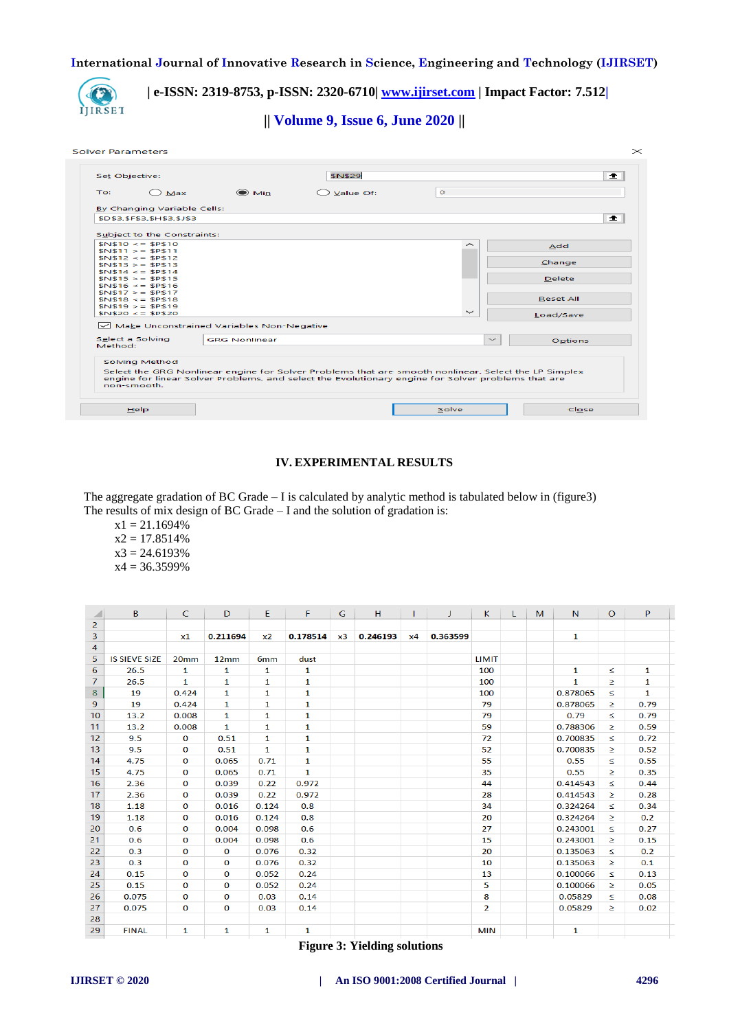Solver Parameters

Set Objective: $N$29

To: ○ Max ◉ Min ○ Value Of: 0

By Changing Variable Cells:
$D$3,$F$3,$H$3,$J$3

Subject to the Constraints:

```
$N$10 <= $P$10
$N$11 >= $P$11
$N$12 <= $P$12
$N$13 >= $P$13
$N$14 <= $P$14
$N$15 >= $P$15
$N$16 <= $P$16
$N$17 >= $P$17
$N$18 <= $P$18
$N$19 >= $P$19
$N$20 <= $P$20
```

Add | Change | Delete | Reset All | Load/Save

☑ Make Unconstrained Variables Non-Negative

Select a Solving Method: GRG Nonlinear | Options

Solving Method

Select the GRG Nonlinear engine for Solver Problems that are smooth nonlinear. Select the LP Simplex engine for linear Solver Problems, and select the Evolutionary engine for Solver problems that are non-smooth.

Help | Solve | Close

## IV. EXPERIMENTAL RESULTS

The aggregate gradation of BC Grade – I is calculated by analytic method is tabulated below in (figure3)
The results of mix design of BC Grade – I and the solution of gradation is:

- $x1 = 21.1694\%$
- $x2 = 17.8514\%$
- $x3 = 24.6193\%$
- $x4 = 36.3599\%$

| | B | C | D | E | F | G | H | I | J | K | L | M | N | O | P |
|---|---|---|---|---|---|---|---|---|---|---|---|---|---|---|---|
| 2 | | | | | | | | | | | | | | | |
| 3 | | x1 | 0.211694 | x2 | 0.178514 | x3 | 0.246193 | x4 | 0.363599 | | | | 1 | | |
| 4 | | | | | | | | | | | | | | | |
| 5 | IS SIEVE SIZE | 20mm | 12mm | 6mm | dust | | | | | LIMIT | | | | | |
| 6 | 26.5 | 1 | 1 | 1 | 1 | | | | | 100 | | | 1 | ≤ | 1 |
| 7 | 26.5 | 1 | 1 | 1 | 1 | | | | | 100 | | | 1 | ≥ | 1 |
| 8 | 19 | 0.424 | 1 | 1 | 1 | | | | | 100 | | | 0.878065 | ≤ | 1 |
| 9 | 19 | 0.424 | 1 | 1 | 1 | | | | | 79 | | | 0.878065 | ≥ | 0.79 |
| 10 | 13.2 | 0.008 | 1 | 1 | 1 | | | | | 79 | | | 0.79 | ≤ | 0.79 |
| 11 | 13.2 | 0.008 | 1 | 1 | 1 | | | | | 59 | | | 0.788306 | ≥ | 0.59 |
| 12 | 9.5 | 0 | 0.51 | 1 | 1 | | | | | 72 | | | 0.700835 | ≤ | 0.72 |
| 13 | 9.5 | 0 | 0.51 | 1 | 1 | | | | | 52 | | | 0.700835 | ≥ | 0.52 |
| 14 | 4.75 | 0 | 0.065 | 0.71 | 1 | | | | | 55 | | | 0.55 | ≤ | 0.55 |
| 15 | 4.75 | 0 | 0.065 | 0.71 | 1 | | | | | 35 | | | 0.55 | ≥ | 0.35 |
| 16 | 2.36 | 0 | 0.039 | 0.22 | 0.972 | | | | | 44 | | | 0.414543 | ≤ | 0.44 |
| 17 | 2.36 | 0 | 0.039 | 0.22 | 0.972 | | | | | 28 | | | 0.414543 | ≥ | 0.28 |
| 18 | 1.18 | 0 | 0.016 | 0.124 | 0.8 | | | | | 34 | | | 0.324264 | ≤ | 0.34 |
| 19 | 1.18 | 0 | 0.016 | 0.124 | 0.8 | | | | | 20 | | | 0.324264 | ≥ | 0.2 |
| 20 | 0.6 | 0 | 0.004 | 0.098 | 0.6 | | | | | 27 | | | 0.243001 | ≤ | 0.27 |
| 21 | 0.6 | 0 | 0.004 | 0.098 | 0.6 | | | | | 15 | | | 0.243001 | ≥ | 0.15 |
| 22 | 0.3 | 0 | 0 | 0.076 | 0.32 | | | | | 20 | | | 0.135063 | ≤ | 0.2 |
| 23 | 0.3 | 0 | 0 | 0.076 | 0.32 | | | | | 10 | | | 0.135063 | ≥ | 0.1 |
| 24 | 0.15 | 0 | 0 | 0.052 | 0.24 | | | | | 13 | | | 0.100066 | ≤ | 0.13 |
| 25 | 0.15 | 0 | 0 | 0.052 | 0.24 | | | | | 5 | | | 0.100066 | ≥ | 0.05 |
| 26 | 0.075 | 0 | 0 | 0.03 | 0.14 | | | | | 8 | | | 0.05829 | ≤ | 0.08 |
| 27 | 0.075 | 0 | 0 | 0.03 | 0.14 | | | | | 2 | | | 0.05829 | ≥ | 0.02 |
| 28 | | | | | | | | | | | | | | | |
| 29 | FINAL | 1 | 1 | 1 | 1 | | | | | MIN | | | 1 | | |

**Figure 3: Yielding solutions**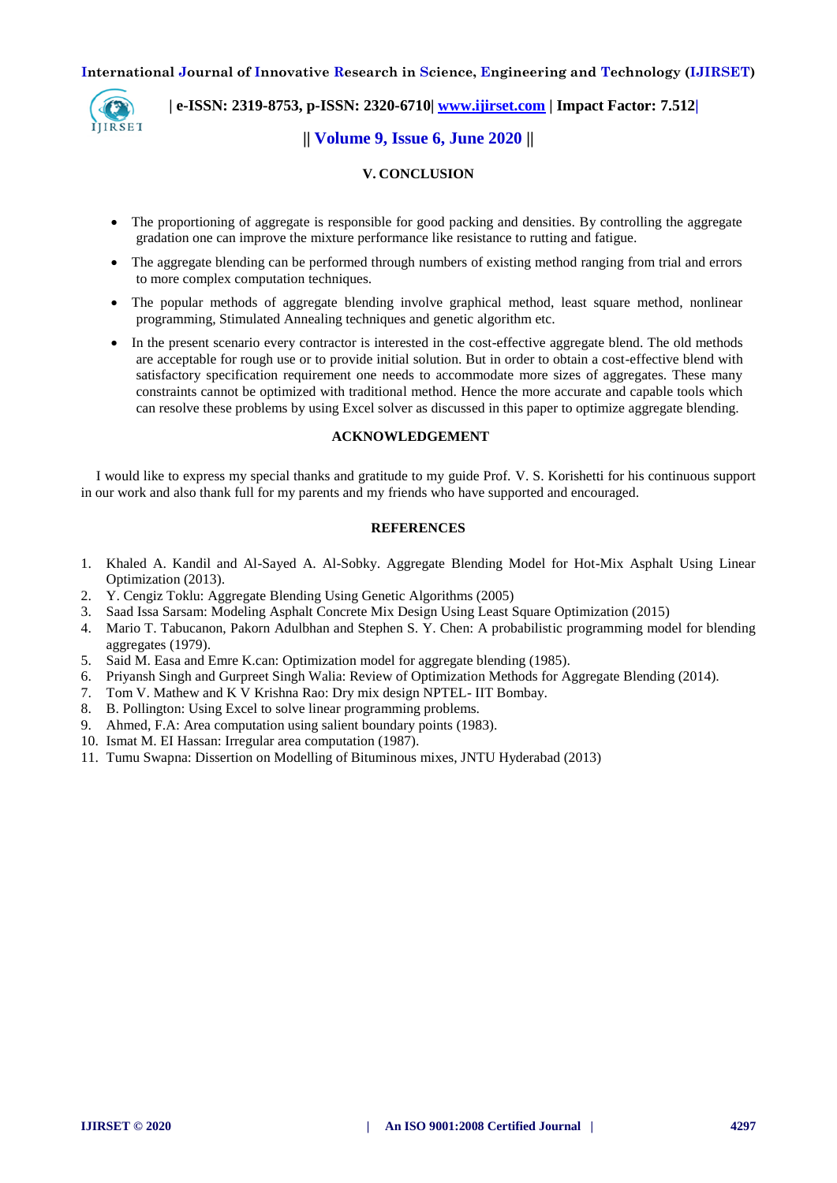## V. CONCLUSION

- The proportioning of aggregate is responsible for good packing and densities. By controlling the aggregate gradation one can improve the mixture performance like resistance to rutting and fatigue.
- The aggregate blending can be performed through numbers of existing method ranging from trial and errors to more complex computation techniques.
- The popular methods of aggregate blending involve graphical method, least square method, nonlinear programming, Stimulated Annealing techniques and genetic algorithm etc.
- In the present scenario every contractor is interested in the cost-effective aggregate blend. The old methods are acceptable for rough use or to provide initial solution. But in order to obtain a cost-effective blend with satisfactory specification requirement one needs to accommodate more sizes of aggregates. These many constraints cannot be optimized with traditional method. Hence the more accurate and capable tools which can resolve these problems by using Excel solver as discussed in this paper to optimize aggregate blending.

## ACKNOWLEDGEMENT

I would like to express my special thanks and gratitude to my guide Prof. V. S. Korishetti for his continuous support in our work and also thank full for my parents and my friends who have supported and encouraged.

## REFERENCES

1. Khaled A. Kandil and Al-Sayed A. Al-Sobky. Aggregate Blending Model for Hot-Mix Asphalt Using Linear Optimization (2013).
2. Y. Cengiz Toklu: Aggregate Blending Using Genetic Algorithms (2005)
3. Saad Issa Sarsam: Modeling Asphalt Concrete Mix Design Using Least Square Optimization (2015)
4. Mario T. Tabucanon, Pakorn Adulbhan and Stephen S. Y. Chen: A probabilistic programming model for blending aggregates (1979).
5. Said M. Easa and Emre K.can: Optimization model for aggregate blending (1985).
6. Priyansh Singh and Gurpreet Singh Walia: Review of Optimization Methods for Aggregate Blending (2014).
7. Tom V. Mathew and K V Krishna Rao: Dry mix design NPTEL- IIT Bombay.
8. B. Pollington: Using Excel to solve linear programming problems.
9. Ahmed, F.A: Area computation using salient boundary points (1983).
10. Ismat M. EI Hassan: Irregular area computation (1987).
11. Tumu Swapna: Dissertion on Modelling of Bituminous mixes, JNTU Hyderabad (2013)